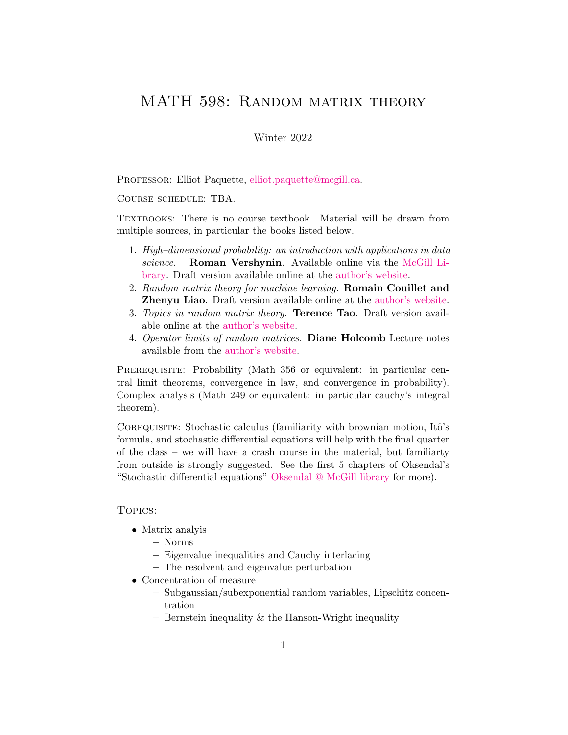# MATH 598: Random matrix theory

Winter 2022

Professor: Elliot Paquette, elliot.paquette@mcgill.ca.

Course schedule: TBA.

Textbooks: There is no course textbook. Material will be drawn from multiple sources, in particular the books listed below.

1. *High–dimensional probability: an introduction with applications in data science.* **Roman Vershynin**. Available online via the McGill Library. Draft version available online at the author's website.
2. *Random matrix theory for machine learning.* **Romain Couillet and Zhenyu Liao**. Draft version available online at the author's website.
3. *Topics in random matrix theory.* **Terence Tao**. Draft version available online at the author's website.
4. *Operator limits of random matrices.* **Diane Holcomb** Lecture notes available from the author's website.

Prerequisite: Probability (Math 356 or equivalent: in particular central limit theorems, convergence in law, and convergence in probability). Complex analysis (Math 249 or equivalent: in particular cauchy's integral theorem).

Corequisite: Stochastic calculus (familiarity with brownian motion, Itô's formula, and stochastic differential equations will help with the final quarter of the class – we will have a crash course in the material, but familiarty from outside is strongly suggested. See the first 5 chapters of Oksendal's "Stochastic differential equations" Oksendal @ McGill library for more).

Topics:

- Matrix analyis
  - Norms
  - Eigenvalue inequalities and Cauchy interlacing
  - The resolvent and eigenvalue perturbation
- Concentration of measure
  - Subgaussian/subexponential random variables, Lipschitz concentration
  - Bernstein inequality & the Hanson-Wright inequality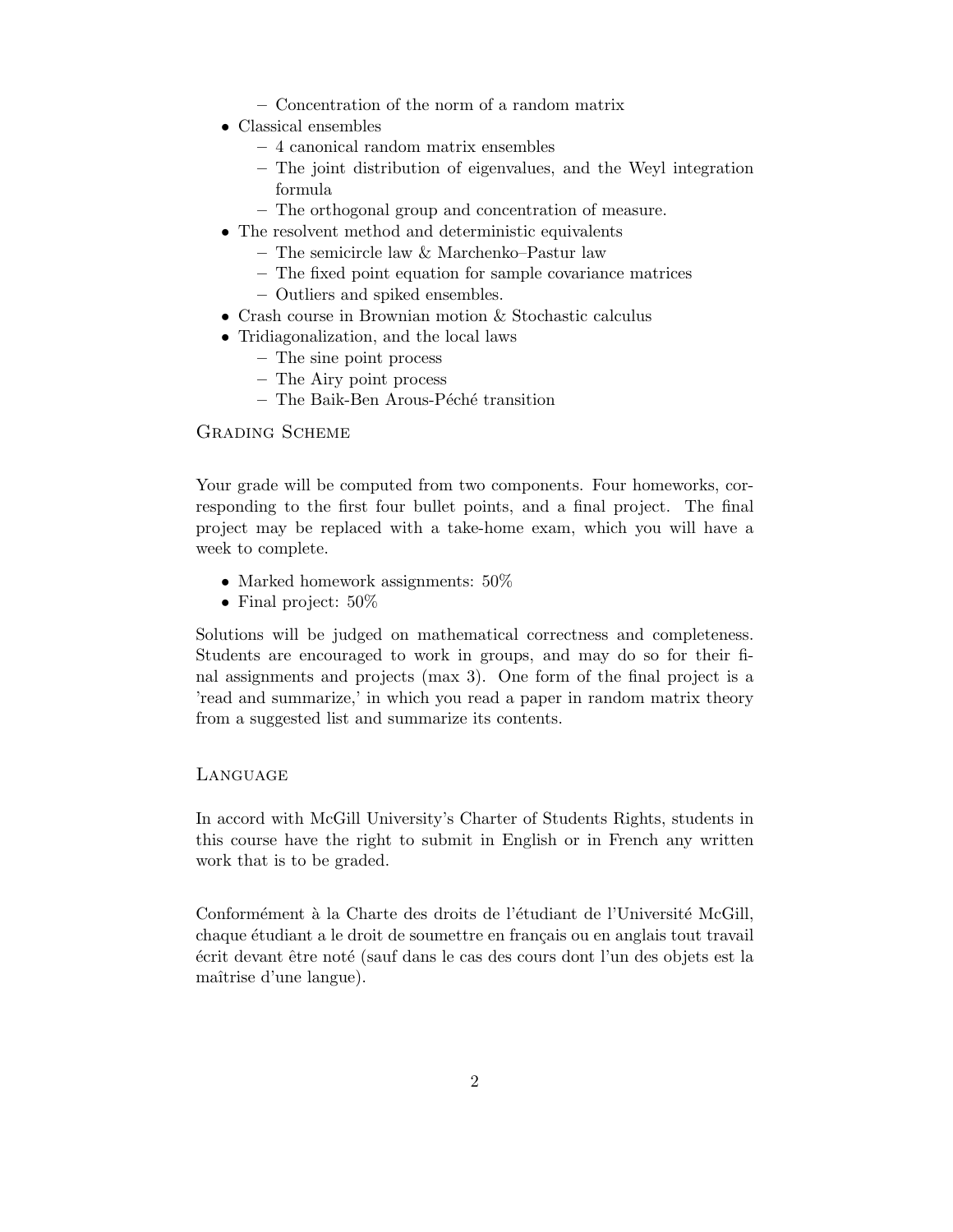- Concentration of the norm of a random matrix
- Classical ensembles
  - 4 canonical random matrix ensembles
  - The joint distribution of eigenvalues, and the Weyl integration formula
  - The orthogonal group and concentration of measure.
- The resolvent method and deterministic equivalents
  - The semicircle law & Marchenko–Pastur law
  - The fixed point equation for sample covariance matrices
  - Outliers and spiked ensembles.
- Crash course in Brownian motion & Stochastic calculus
- Tridiagonalization, and the local laws
  - The sine point process
  - The Airy point process
  - The Baik-Ben Arous-Péché transition

## Grading Scheme

Your grade will be computed from two components. Four homeworks, corresponding to the first four bullet points, and a final project. The final project may be replaced with a take-home exam, which you will have a week to complete.

- Marked homework assignments: 50%
- Final project: 50%

Solutions will be judged on mathematical correctness and completeness. Students are encouraged to work in groups, and may do so for their final assignments and projects (max 3). One form of the final project is a 'read and summarize,' in which you read a paper in random matrix theory from a suggested list and summarize its contents.

## Language

In accord with McGill University's Charter of Students Rights, students in this course have the right to submit in English or in French any written work that is to be graded.

Conformément à la Charte des droits de l'étudiant de l'Université McGill, chaque étudiant a le droit de soumettre en français ou en anglais tout travail écrit devant être noté (sauf dans le cas des cours dont l'un des objets est la maîtrise d'une langue).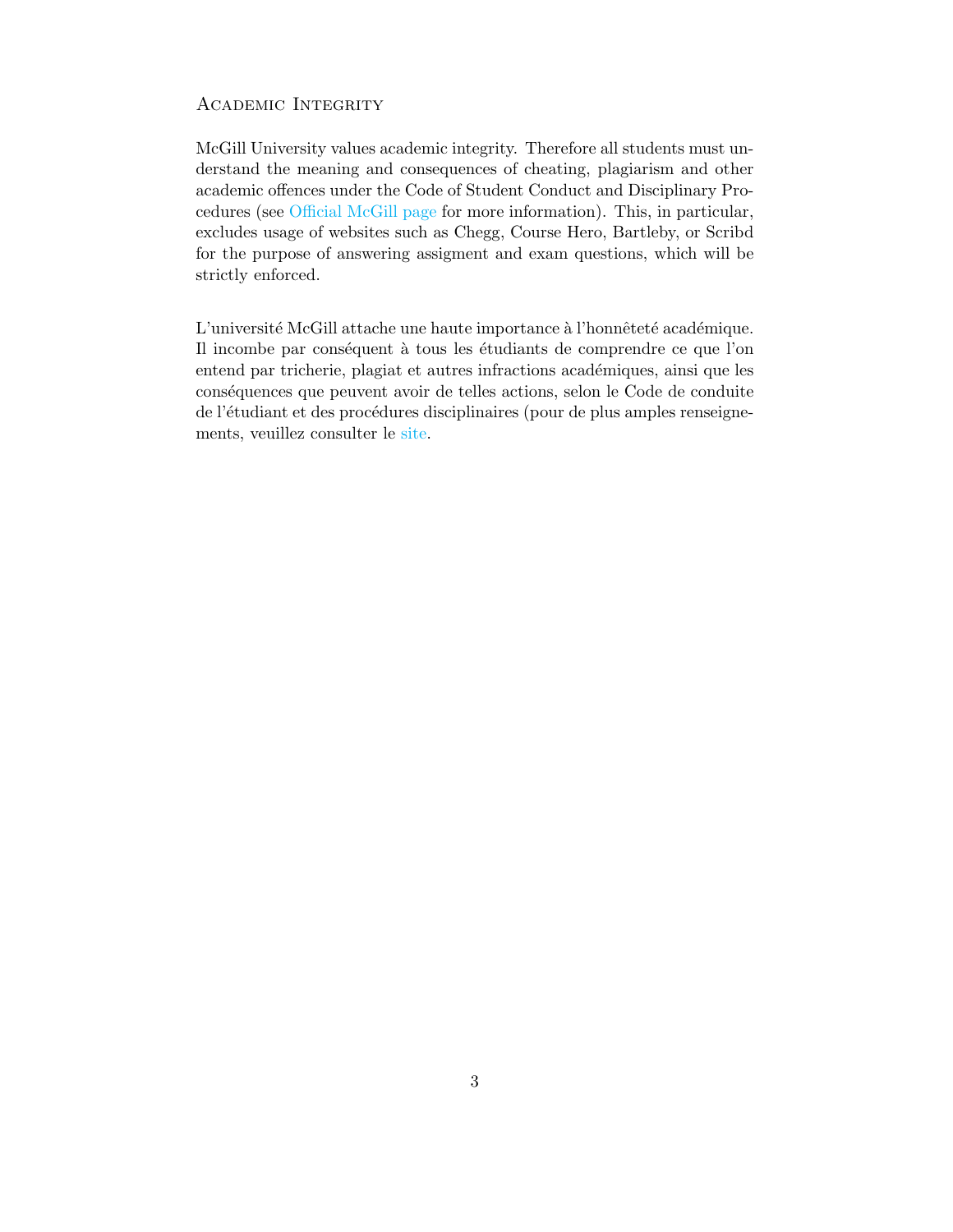## Academic Integrity

McGill University values academic integrity. Therefore all students must understand the meaning and consequences of cheating, plagiarism and other academic offences under the Code of Student Conduct and Disciplinary Procedures (see Official McGill page for more information). This, in particular, excludes usage of websites such as Chegg, Course Hero, Bartleby, or Scribd for the purpose of answering assigment and exam questions, which will be strictly enforced.

L'université McGill attache une haute importance à l'honnêteté académique. Il incombe par conséquent à tous les étudiants de comprendre ce que l'on entend par tricherie, plagiat et autres infractions académiques, ainsi que les conséquences que peuvent avoir de telles actions, selon le Code de conduite de l'étudiant et des procédures disciplinaires (pour de plus amples renseignements, veuillez consulter le site.